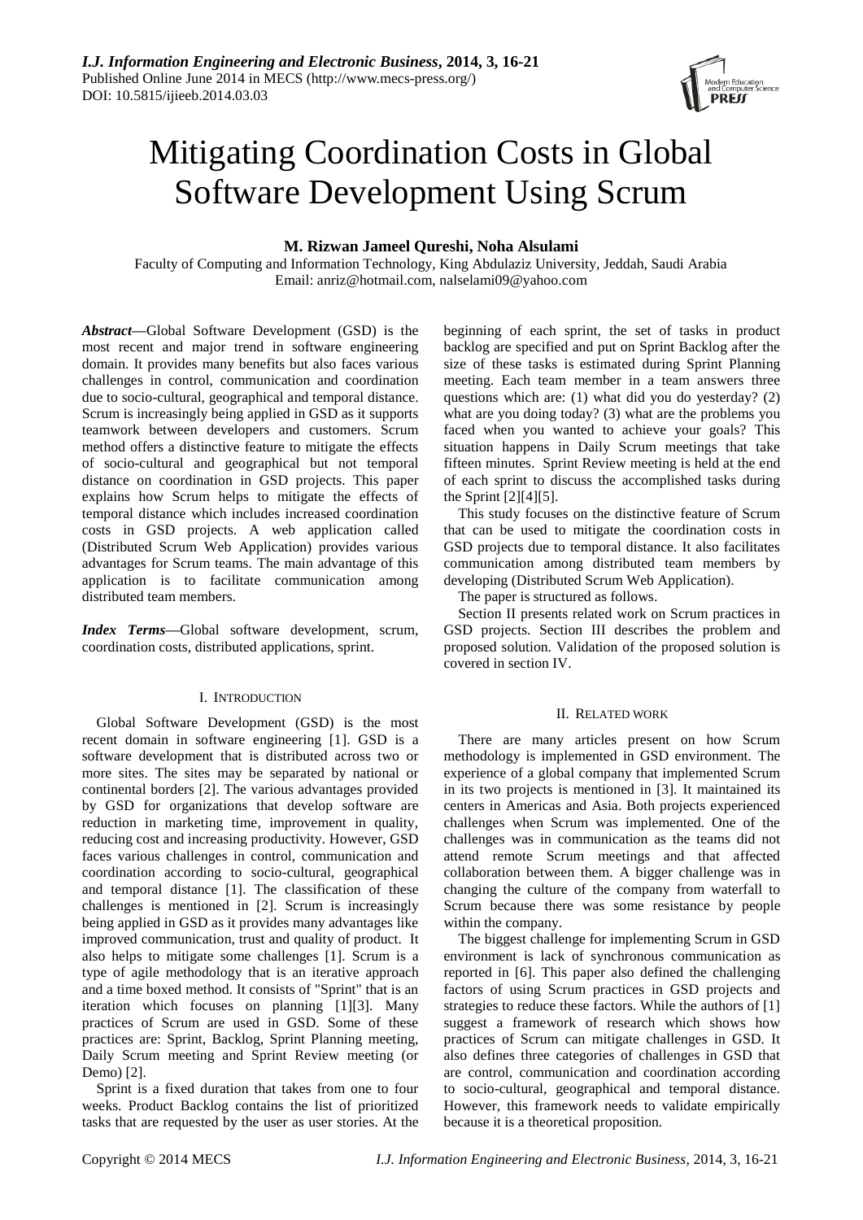# Mitigating Coordination Costs in Global Software Development Using Scrum

**M. Rizwan Jameel Qureshi, Noha Alsulami**

Faculty of Computing and Information Technology, King Abdulaziz University, Jeddah, Saudi Arabia
Email: anriz@hotmail.com, nalselami09@yahoo.com

***Abstract*—**Global Software Development (GSD) is the most recent and major trend in software engineering domain. It provides many benefits but also faces various challenges in control, communication and coordination due to socio-cultural, geographical and temporal distance. Scrum is increasingly being applied in GSD as it supports teamwork between developers and customers. Scrum method offers a distinctive feature to mitigate the effects of socio-cultural and geographical but not temporal distance on coordination in GSD projects. This paper explains how Scrum helps to mitigate the effects of temporal distance which includes increased coordination costs in GSD projects. A web application called (Distributed Scrum Web Application) provides various advantages for Scrum teams. The main advantage of this application is to facilitate communication among distributed team members.

***Index Terms*—**Global software development, scrum, coordination costs, distributed applications, sprint.

## I. Introduction

Global Software Development (GSD) is the most recent domain in software engineering [1]. GSD is a software development that is distributed across two or more sites. The sites may be separated by national or continental borders [2]. The various advantages provided by GSD for organizations that develop software are reduction in marketing time, improvement in quality, reducing cost and increasing productivity. However, GSD faces various challenges in control, communication and coordination according to socio-cultural, geographical and temporal distance [1]. The classification of these challenges is mentioned in [2]. Scrum is increasingly being applied in GSD as it provides many advantages like improved communication, trust and quality of product. It also helps to mitigate some challenges [1]. Scrum is a type of agile methodology that is an iterative approach and a time boxed method. It consists of "Sprint" that is an iteration which focuses on planning [1][3]. Many practices of Scrum are used in GSD. Some of these practices are: Sprint, Backlog, Sprint Planning meeting, Daily Scrum meeting and Sprint Review meeting (or Demo) [2].

Sprint is a fixed duration that takes from one to four weeks. Product Backlog contains the list of prioritized tasks that are requested by the user as user stories. At the beginning of each sprint, the set of tasks in product backlog are specified and put on Sprint Backlog after the size of these tasks is estimated during Sprint Planning meeting. Each team member in a team answers three questions which are: (1) what did you do yesterday? (2) what are you doing today? (3) what are the problems you faced when you wanted to achieve your goals? This situation happens in Daily Scrum meetings that take fifteen minutes. Sprint Review meeting is held at the end of each sprint to discuss the accomplished tasks during the Sprint [2][4][5].

This study focuses on the distinctive feature of Scrum that can be used to mitigate the coordination costs in GSD projects due to temporal distance. It also facilitates communication among distributed team members by developing (Distributed Scrum Web Application).

The paper is structured as follows.

Section II presents related work on Scrum practices in GSD projects. Section III describes the problem and proposed solution. Validation of the proposed solution is covered in section IV.

## II. Related work

There are many articles present on how Scrum methodology is implemented in GSD environment. The experience of a global company that implemented Scrum in its two projects is mentioned in [3]. It maintained its centers in Americas and Asia. Both projects experienced challenges when Scrum was implemented. One of the challenges was in communication as the teams did not attend remote Scrum meetings and that affected collaboration between them. A bigger challenge was in changing the culture of the company from waterfall to Scrum because there was some resistance by people within the company.

The biggest challenge for implementing Scrum in GSD environment is lack of synchronous communication as reported in [6]. This paper also defined the challenging factors of using Scrum practices in GSD projects and strategies to reduce these factors. While the authors of [1] suggest a framework of research which shows how practices of Scrum can mitigate challenges in GSD. It also defines three categories of challenges in GSD that are control, communication and coordination according to socio-cultural, geographical and temporal distance. However, this framework needs to validate empirically because it is a theoretical proposition.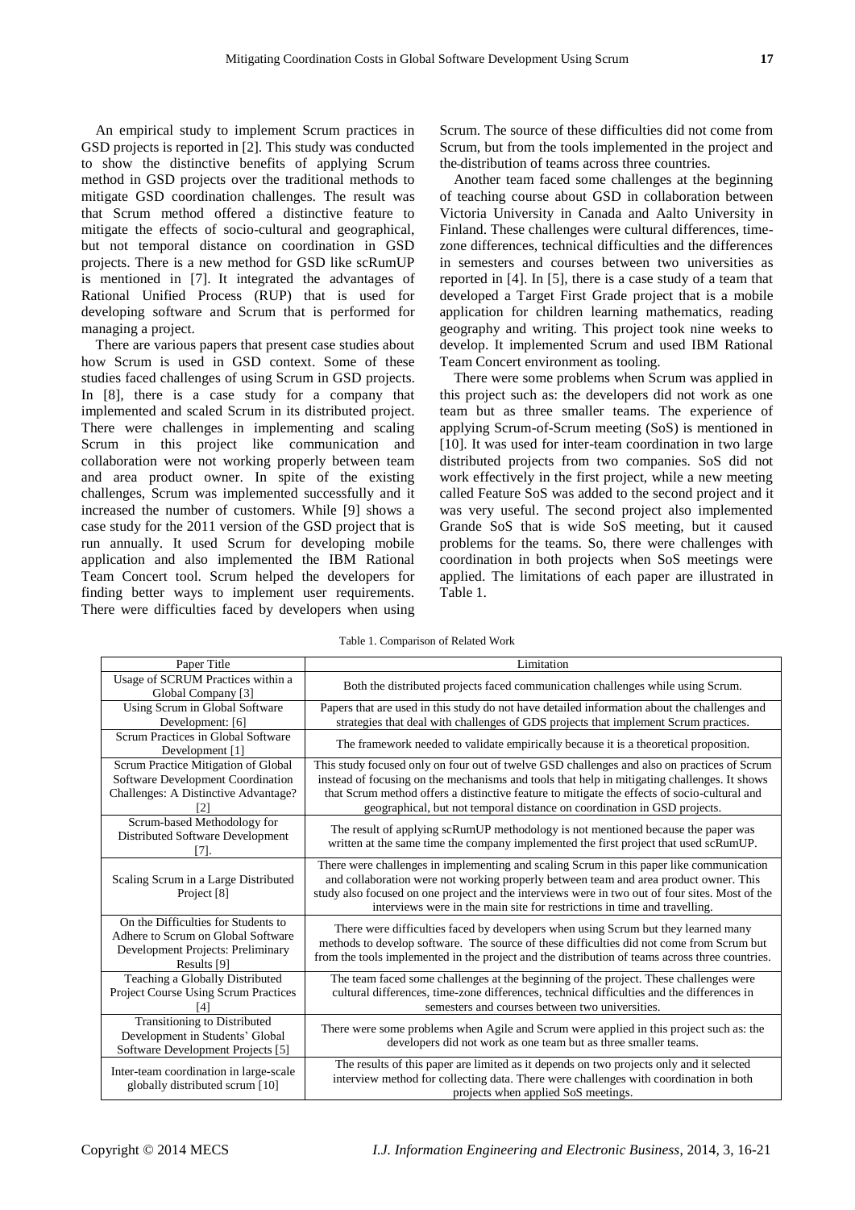An empirical study to implement Scrum practices in GSD projects is reported in [2]. This study was conducted to show the distinctive benefits of applying Scrum method in GSD projects over the traditional methods to mitigate GSD coordination challenges. The result was that Scrum method offered a distinctive feature to mitigate the effects of socio-cultural and geographical, but not temporal distance on coordination in GSD projects. There is a new method for GSD like scRumUP is mentioned in [7]. It integrated the advantages of Rational Unified Process (RUP) that is used for developing software and Scrum that is performed for managing a project.

There are various papers that present case studies about how Scrum is used in GSD context. Some of these studies faced challenges of using Scrum in GSD projects. In [8], there is a case study for a company that implemented and scaled Scrum in its distributed project. There were challenges in implementing and scaling Scrum in this project like communication and collaboration were not working properly between team and area product owner. In spite of the existing challenges, Scrum was implemented successfully and it increased the number of customers. While [9] shows a case study for the 2011 version of the GSD project that is run annually. It used Scrum for developing mobile application and also implemented the IBM Rational Team Concert tool. Scrum helped the developers for finding better ways to implement user requirements. There were difficulties faced by developers when using Scrum. The source of these difficulties did not come from Scrum, but from the tools implemented in the project and the distribution of teams across three countries.

Another team faced some challenges at the beginning of teaching course about GSD in collaboration between Victoria University in Canada and Aalto University in Finland. These challenges were cultural differences, time-zone differences, technical difficulties and the differences in semesters and courses between two universities as reported in [4]. In [5], there is a case study of a team that developed a Target First Grade project that is a mobile application for children learning mathematics, reading geography and writing. This project took nine weeks to develop. It implemented Scrum and used IBM Rational Team Concert environment as tooling.

There were some problems when Scrum was applied in this project such as: the developers did not work as one team but as three smaller teams. The experience of applying Scrum-of-Scrum meeting (SoS) is mentioned in [10]. It was used for inter-team coordination in two large distributed projects from two companies. SoS did not work effectively in the first project, while a new meeting called Feature SoS was added to the second project and it was very useful. The second project also implemented Grande SoS that is wide SoS meeting, but it caused problems for the teams. So, there were challenges with coordination in both projects when SoS meetings were applied. The limitations of each paper are illustrated in Table 1.

Table 1. Comparison of Related Work

| Paper Title | Limitation |
|---|---|
| Usage of SCRUM Practices within a Global Company [3] | Both the distributed projects faced communication challenges while using Scrum. |
| Using Scrum in Global Software Development: [6] | Papers that are used in this study do not have detailed information about the challenges and strategies that deal with challenges of GDS projects that implement Scrum practices. |
| Scrum Practices in Global Software Development [1] | The framework needed to validate empirically because it is a theoretical proposition. |
| Scrum Practice Mitigation of Global Software Development Coordination Challenges: A Distinctive Advantage? [2] | This study focused only on four out of twelve GSD challenges and also on practices of Scrum instead of focusing on the mechanisms and tools that help in mitigating challenges. It shows that Scrum method offers a distinctive feature to mitigate the effects of socio-cultural and geographical, but not temporal distance on coordination in GSD projects. |
| Scrum-based Methodology for Distributed Software Development [7]. | The result of applying scRumUP methodology is not mentioned because the paper was written at the same time the company implemented the first project that used scRumUP. |
| Scaling Scrum in a Large Distributed Project [8] | There were challenges in implementing and scaling Scrum in this paper like communication and collaboration were not working properly between team and area product owner. This study also focused on one project and the interviews were in two out of four sites. Most of the interviews were in the main site for restrictions in time and travelling. |
| On the Difficulties for Students to Adhere to Scrum on Global Software Development Projects: Preliminary Results [9] | There were difficulties faced by developers when using Scrum but they learned many methods to develop software. The source of these difficulties did not come from Scrum but from the tools implemented in the project and the distribution of teams across three countries. |
| Teaching a Globally Distributed Project Course Using Scrum Practices [4] | The team faced some challenges at the beginning of the project. These challenges were cultural differences, time-zone differences, technical difficulties and the differences in semesters and courses between two universities. |
| Transitioning to Distributed Development in Students' Global Software Development Projects [5] | There were some problems when Agile and Scrum were applied in this project such as: the developers did not work as one team but as three smaller teams. |
| Inter-team coordination in large-scale globally distributed scrum [10] | The results of this paper are limited as it depends on two projects only and it selected interview method for collecting data. There were challenges with coordination in both projects when applied SoS meetings. |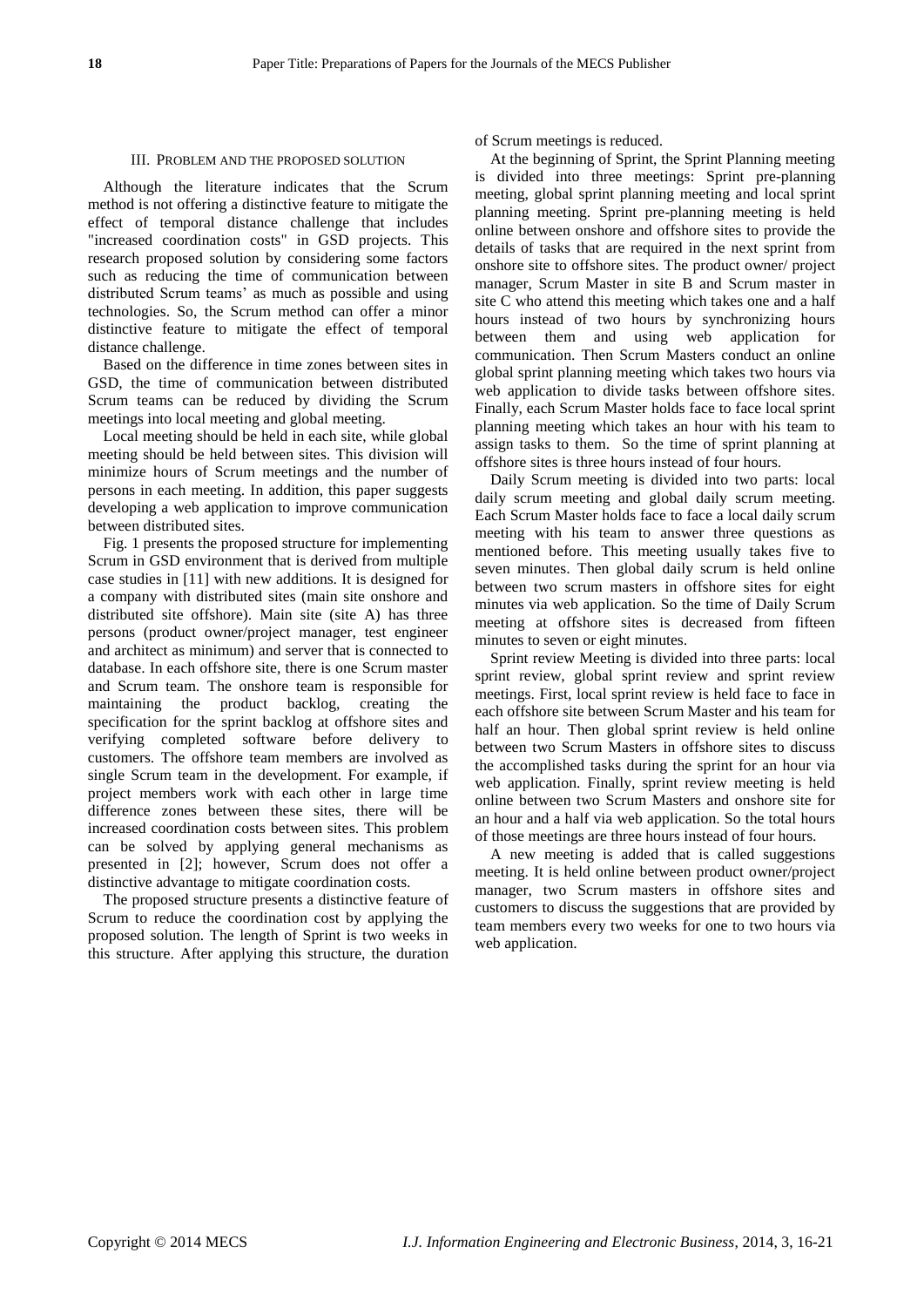### III. Problem and the Proposed Solution

Although the literature indicates that the Scrum method is not offering a distinctive feature to mitigate the effect of temporal distance challenge that includes "increased coordination costs" in GSD projects. This research proposed solution by considering some factors such as reducing the time of communication between distributed Scrum teams' as much as possible and using technologies. So, the Scrum method can offer a minor distinctive feature to mitigate the effect of temporal distance challenge.

Based on the difference in time zones between sites in GSD, the time of communication between distributed Scrum teams can be reduced by dividing the Scrum meetings into local meeting and global meeting.

Local meeting should be held in each site, while global meeting should be held between sites. This division will minimize hours of Scrum meetings and the number of persons in each meeting. In addition, this paper suggests developing a web application to improve communication between distributed sites.

Fig. 1 presents the proposed structure for implementing Scrum in GSD environment that is derived from multiple case studies in [11] with new additions. It is designed for a company with distributed sites (main site onshore and distributed site offshore). Main site (site A) has three persons (product owner/project manager, test engineer and architect as minimum) and server that is connected to database. In each offshore site, there is one Scrum master and Scrum team. The onshore team is responsible for maintaining the product backlog, creating the specification for the sprint backlog at offshore sites and verifying completed software before delivery to customers. The offshore team members are involved as single Scrum team in the development. For example, if project members work with each other in large time difference zones between these sites, there will be increased coordination costs between sites. This problem can be solved by applying general mechanisms as presented in [2]; however, Scrum does not offer a distinctive advantage to mitigate coordination costs.

The proposed structure presents a distinctive feature of Scrum to reduce the coordination cost by applying the proposed solution. The length of Sprint is two weeks in this structure. After applying this structure, the duration of Scrum meetings is reduced.

At the beginning of Sprint, the Sprint Planning meeting is divided into three meetings: Sprint pre-planning meeting, global sprint planning meeting and local sprint planning meeting. Sprint pre-planning meeting is held online between onshore and offshore sites to provide the details of tasks that are required in the next sprint from onshore site to offshore sites. The product owner/ project manager, Scrum Master in site B and Scrum master in site C who attend this meeting which takes one and a half hours instead of two hours by synchronizing hours between them and using web application for communication. Then Scrum Masters conduct an online global sprint planning meeting which takes two hours via web application to divide tasks between offshore sites. Finally, each Scrum Master holds face to face local sprint planning meeting which takes an hour with his team to assign tasks to them. So the time of sprint planning at offshore sites is three hours instead of four hours.

Daily Scrum meeting is divided into two parts: local daily scrum meeting and global daily scrum meeting. Each Scrum Master holds face to face a local daily scrum meeting with his team to answer three questions as mentioned before. This meeting usually takes five to seven minutes. Then global daily scrum is held online between two scrum masters in offshore sites for eight minutes via web application. So the time of Daily Scrum meeting at offshore sites is decreased from fifteen minutes to seven or eight minutes.

Sprint review Meeting is divided into three parts: local sprint review, global sprint review and sprint review meetings. First, local sprint review is held face to face in each offshore site between Scrum Master and his team for half an hour. Then global sprint review is held online between two Scrum Masters in offshore sites to discuss the accomplished tasks during the sprint for an hour via web application. Finally, sprint review meeting is held online between two Scrum Masters and onshore site for an hour and a half via web application. So the total hours of those meetings are three hours instead of four hours.

A new meeting is added that is called suggestions meeting. It is held online between product owner/project manager, two Scrum masters in offshore sites and customers to discuss the suggestions that are provided by team members every two weeks for one to two hours via web application.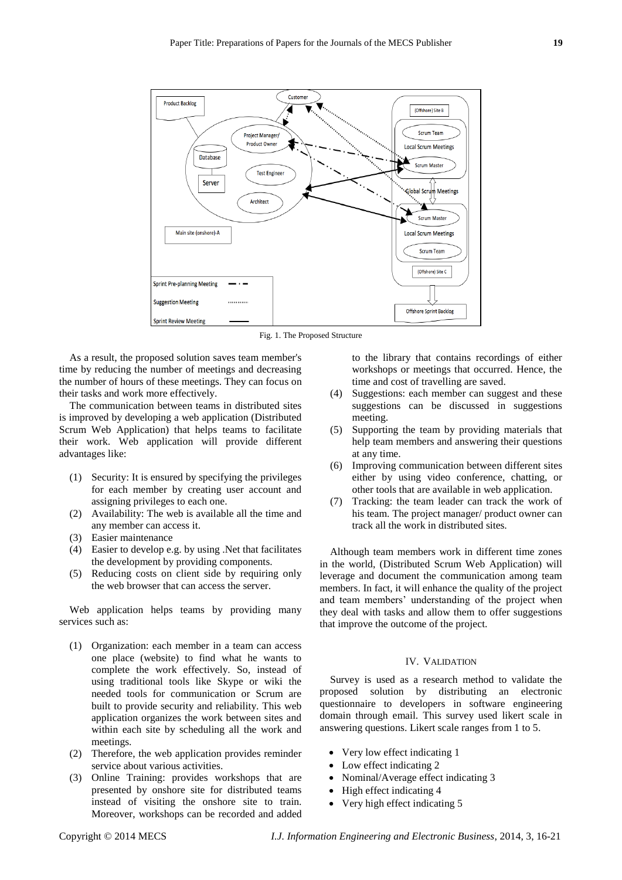Fig. 1. The Proposed Structure

As a result, the proposed solution saves team member's time by reducing the number of meetings and decreasing the number of hours of these meetings. They can focus on their tasks and work more effectively.

The communication between teams in distributed sites is improved by developing a web application (Distributed Scrum Web Application) that helps teams to facilitate their work. Web application will provide different advantages like:

1. Security: It is ensured by specifying the privileges for each member by creating user account and assigning privileges to each one.
2. Availability: The web is available all the time and any member can access it.
3. Easier maintenance
4. Easier to develop e.g. by using .Net that facilitates the development by providing components.
5. Reducing costs on client side by requiring only the web browser that can access the server.

Web application helps teams by providing many services such as:

1. Organization: each member in a team can access one place (website) to find what he wants to complete the work effectively. So, instead of using traditional tools like Skype or wiki the needed tools for communication or Scrum are built to provide security and reliability. This web application organizes the work between sites and within each site by scheduling all the work and meetings.
2. Therefore, the web application provides reminder service about various activities.
3. Online Training: provides workshops that are presented by onshore site for distributed teams instead of visiting the onshore site to train. Moreover, workshops can be recorded and added to the library that contains recordings of either workshops or meetings that occurred. Hence, the time and cost of travelling are saved.
4. Suggestions: each member can suggest and these suggestions can be discussed in suggestions meeting.
5. Supporting the team by providing materials that help team members and answering their questions at any time.
6. Improving communication between different sites either by using video conference, chatting, or other tools that are available in web application.
7. Tracking: the team leader can track the work of his team. The project manager/ product owner can track all the work in distributed sites.

Although team members work in different time zones in the world, (Distributed Scrum Web Application) will leverage and document the communication among team members. In fact, it will enhance the quality of the project and team members' understanding of the project when they deal with tasks and allow them to offer suggestions that improve the outcome of the project.

## IV. Validation

Survey is used as a research method to validate the proposed solution by distributing an electronic questionnaire to developers in software engineering domain through email. This survey used likert scale in answering questions. Likert scale ranges from 1 to 5.

- Very low effect indicating 1
- Low effect indicating 2
- Nominal/Average effect indicating 3
- High effect indicating 4
- Very high effect indicating 5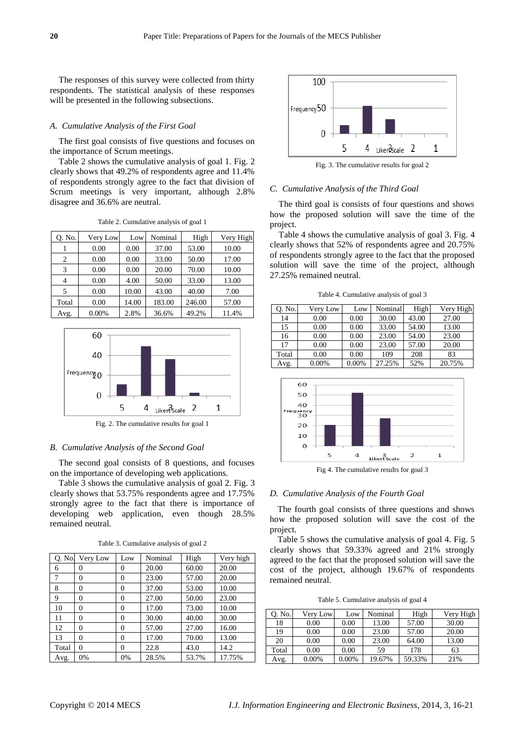The responses of this survey were collected from thirty respondents. The statistical analysis of these responses will be presented in the following subsections.

### *A. Cumulative Analysis of the First Goal*

The first goal consists of five questions and focuses on the importance of Scrum meetings.

Table 2 shows the cumulative analysis of goal 1. Fig. 2 clearly shows that 49.2% of respondents agree and 11.4% of respondents strongly agree to the fact that division of Scrum meetings is very important, although 2.8% disagree and 36.6% are neutral.

Table 2. Cumulative analysis of goal 1

| Q. No. | Very Low | Low | Nominal | High | Very High |
|---|---|---|---|---|---|
| 1 | 0.00 | 0.00 | 37.00 | 53.00 | 10.00 |
| 2 | 0.00 | 0.00 | 33.00 | 50.00 | 17.00 |
| 3 | 0.00 | 0.00 | 20.00 | 70.00 | 10.00 |
| 4 | 0.00 | 4.00 | 50.00 | 33.00 | 13.00 |
| 5 | 0.00 | 10.00 | 43.00 | 40.00 | 7.00 |
| Total | 0.00 | 14.00 | 183.00 | 246.00 | 57.00 |
| Avg. | 0.00% | 2.8% | 36.6% | 49.2% | 11.4% |

Fig. 2. The cumulative results for goal 1

### *B. Cumulative Analysis of the Second Goal*

The second goal consists of 8 questions, and focuses on the importance of developing web applications.

Table 3 shows the cumulative analysis of goal 2. Fig. 3 clearly shows that 53.75% respondents agree and 17.75% strongly agree to the fact that there is importance of developing web application, even though 28.5% remained neutral.

Table 3. Cumulative analysis of goal 2

| Q. No. | Very Low | Low | Nominal | High | Very high |
|---|---|---|---|---|---|
| 6 | 0 | 0 | 20.00 | 60.00 | 20.00 |
| 7 | 0 | 0 | 23.00 | 57.00 | 20.00 |
| 8 | 0 | 0 | 37.00 | 53.00 | 10.00 |
| 9 | 0 | 0 | 27.00 | 50.00 | 23.00 |
| 10 | 0 | 0 | 17.00 | 73.00 | 10.00 |
| 11 | 0 | 0 | 30.00 | 40.00 | 30.00 |
| 12 | 0 | 0 | 57.00 | 27.00 | 16.00 |
| 13 | 0 | 0 | 17.00 | 70.00 | 13.00 |
| Total | 0 | 0 | 22.8 | 43.0 | 14.2 |
| Avg. | 0% | 0% | 28.5% | 53.7% | 17.75% |

Fig. 3. The cumulative results for goal 2

### *C. Cumulative Analysis of the Third Goal*

The third goal is consists of four questions and shows how the proposed solution will save the time of the project.

Table 4 shows the cumulative analysis of goal 3. Fig. 4 clearly shows that 52% of respondents agree and 20.75% of respondents strongly agree to the fact that the proposed solution will save the time of the project, although 27.25% remained neutral.

Table 4. Cumulative analysis of goal 3

| Q. No. | Very Low | Low | Nominal | High | Very High |
|---|---|---|---|---|---|
| 14 | 0.00 | 0.00 | 30.00 | 43.00 | 27.00 |
| 15 | 0.00 | 0.00 | 33.00 | 54.00 | 13.00 |
| 16 | 0.00 | 0.00 | 23.00 | 54.00 | 23.00 |
| 17 | 0.00 | 0.00 | 23.00 | 57.00 | 20.00 |
| Total | 0.00 | 0.00 | 109 | 208 | 83 |
| Avg. | 0.00% | 0.00% | 27.25% | 52% | 20.75% |

Fig 4. The cumulative results for goal 3

### *D. Cumulative Analysis of the Fourth Goal*

The fourth goal consists of three questions and shows how the proposed solution will save the cost of the project.

Table 5 shows the cumulative analysis of goal 4. Fig. 5 clearly shows that 59.33% agreed and 21% strongly agreed to the fact that the proposed solution will save the cost of the project, although 19.67% of respondents remained neutral.

Table 5. Cumulative analysis of goal 4

| Q. No. | Very Low | Low | Nominal | High | Very High |
|---|---|---|---|---|---|
| 18 | 0.00 | 0.00 | 13.00 | 57.00 | 30.00 |
| 19 | 0.00 | 0.00 | 23.00 | 57.00 | 20.00 |
| 20 | 0.00 | 0.00 | 23.00 | 64.00 | 13.00 |
| Total | 0.00 | 0.00 | 59 | 178 | 63 |
| Avg. | 0.00% | 0.00% | 19.67% | 59.33% | 21% |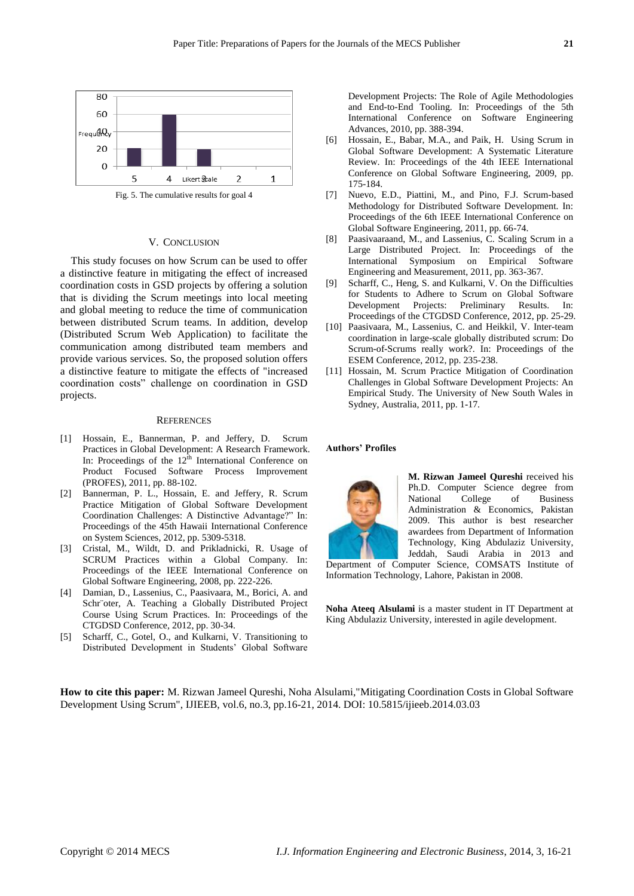80
60
Frequency 40
20
0
5 4 Likert Scale 3 2 1

Fig. 5. The cumulative results for goal 4

## V. Conclusion

This study focuses on how Scrum can be used to offer a distinctive feature in mitigating the effect of increased coordination costs in GSD projects by offering a solution that is dividing the Scrum meetings into local meeting and global meeting to reduce the time of communication between distributed Scrum teams. In addition, develop (Distributed Scrum Web Application) to facilitate the communication among distributed team members and provide various services. So, the proposed solution offers a distinctive feature to mitigate the effects of "increased coordination costs" challenge on coordination in GSD projects.

## References

[1] Hossain, E., Bannerman, P. and Jeffery, D. Scrum Practices in Global Development: A Research Framework. In: Proceedings of the 12th International Conference on Product Focused Software Process Improvement (PROFES), 2011, pp. 88-102.

[2] Bannerman, P. L., Hossain, E. and Jeffery, R. Scrum Practice Mitigation of Global Software Development Coordination Challenges: A Distinctive Advantage?" In: Proceedings of the 45th Hawaii International Conference on System Sciences, 2012, pp. 5309-5318.

[3] Cristal, M., Wildt, D. and Prikladnicki, R. Usage of SCRUM Practices within a Global Company. In: Proceedings of the IEEE International Conference on Global Software Engineering, 2008, pp. 222-226.

[4] Damian, D., Lassenius, C., Paasivaara, M., Borici, A. and Schr¨oter, A. Teaching a Globally Distributed Project Course Using Scrum Practices. In: Proceedings of the CTGDSD Conference, 2012, pp. 30-34.

[5] Scharff, C., Gotel, O., and Kulkarni, V. Transitioning to Distributed Development in Students' Global Software Development Projects: The Role of Agile Methodologies and End-to-End Tooling. In: Proceedings of the 5th International Conference on Software Engineering Advances, 2010, pp. 388-394.

[6] Hossain, E., Babar, M.A., and Paik, H. Using Scrum in Global Software Development: A Systematic Literature Review. In: Proceedings of the 4th IEEE International Conference on Global Software Engineering, 2009, pp. 175-184.

[7] Nuevo, E.D., Piattini, M., and Pino, F.J. Scrum-based Methodology for Distributed Software Development. In: Proceedings of the 6th IEEE International Conference on Global Software Engineering, 2011, pp. 66-74.

[8] Paasivaaraand, M., and Lassenius, C. Scaling Scrum in a Large Distributed Project. In: Proceedings of the International Symposium on Empirical Software Engineering and Measurement, 2011, pp. 363-367.

[9] Scharff, C., Heng, S. and Kulkarni, V. On the Difficulties for Students to Adhere to Scrum on Global Software Development Projects: Preliminary Results. In: Proceedings of the CTGDSD Conference, 2012, pp. 25-29.

[10] Paasivaara, M., Lassenius, C. and Heikkil, V. Inter-team coordination in large-scale globally distributed scrum: Do Scrum-of-Scrums really work?. In: Proceedings of the ESEM Conference, 2012, pp. 235-238.

[11] Hossain, M. Scrum Practice Mitigation of Coordination Challenges in Global Software Development Projects: An Empirical Study. The University of New South Wales in Sydney, Australia, 2011, pp. 1-17.

**Authors' Profiles**

**M. Rizwan Jameel Qureshi** received his Ph.D. Computer Science degree from National College of Business Administration & Economics, Pakistan 2009. This author is best researcher awardees from Department of Information Technology, King Abdulaziz University, Jeddah, Saudi Arabia in 2013 and Department of Computer Science, COMSATS Institute of Information Technology, Lahore, Pakistan in 2008.

**Noha Ateeq Alsulami** is a master student in IT Department at King Abdulaziz University, interested in agile development.

**How to cite this paper:** M. Rizwan Jameel Qureshi, Noha Alsulami,"Mitigating Coordination Costs in Global Software Development Using Scrum", IJIEEB, vol.6, no.3, pp.16-21, 2014. DOI: 10.5815/ijieeb.2014.03.03